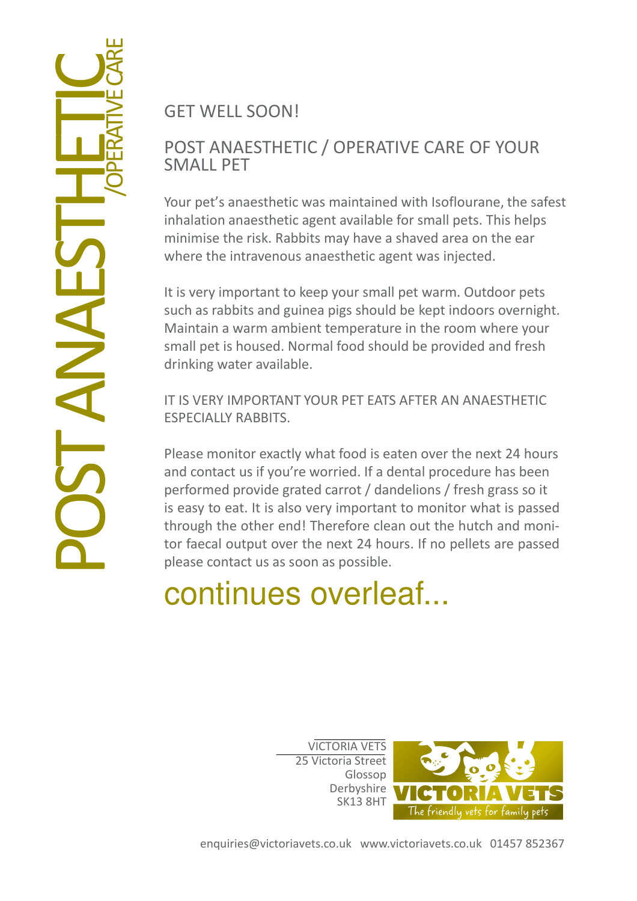# POST ANAESTHETIC /OPERATIVE CARE

## GET WELL SOON!

## POST ANAESTHETIC / OPERATIVE CARE OF YOUR SMALL PET

Your pet's anaesthetic was maintained with Isoflourane, the safest inhalation anaesthetic agent available for small pets. This helps minimise the risk. Rabbits may have a shaved area on the ear where the intravenous anaesthetic agent was injected.

It is very important to keep your small pet warm. Outdoor pets such as rabbits and guinea pigs should be kept indoors overnight. Maintain a warm ambient temperature in the room where your small pet is housed. Normal food should be provided and fresh drinking water available.

IT IS VERY IMPORTANT YOUR PET EATS AFTER AN ANAESTHETIC ESPECIALLY RABBITS.

Please monitor exactly what food is eaten over the next 24 hours and contact us if you're worried. If a dental procedure has been performed provide grated carrot / dandelions / fresh grass so it is easy to eat. It is also very important to monitor what is passed through the other end! Therefore clean out the hutch and monitor faecal output over the next 24 hours. If no pellets are passed please contact us as soon as possible.

continues overleaf...

VICTORIA VETS
25 Victoria Street
Glossop
Derbyshire
SK13 8HT

VICTORIA VETS
The friendly vets for family pets

enquiries@victoriavets.co.uk www.victoriavets.co.uk 01457 852367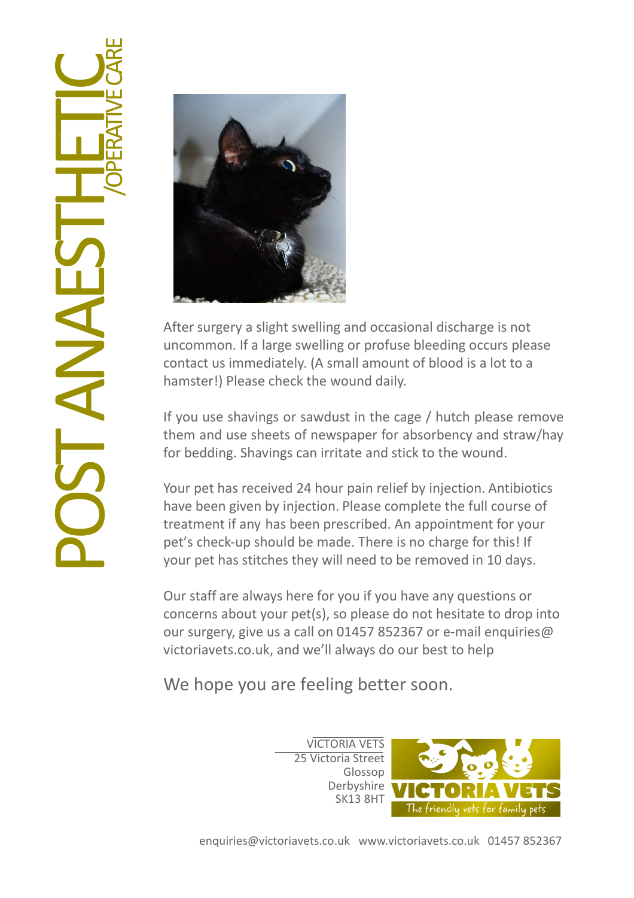# POST ANAESTHETIC /OPERATIVE CARE

After surgery a slight swelling and occasional discharge is not uncommon. If a large swelling or profuse bleeding occurs please contact us immediately. (A small amount of blood is a lot to a hamster!) Please check the wound daily.

If you use shavings or sawdust in the cage / hutch please remove them and use sheets of newspaper for absorbency and straw/hay for bedding. Shavings can irritate and stick to the wound.

Your pet has received 24 hour pain relief by injection. Antibiotics have been given by injection. Please complete the full course of treatment if any has been prescribed. An appointment for your pet's check-up should be made. There is no charge for this! If your pet has stitches they will need to be removed in 10 days.

Our staff are always here for you if you have any questions or concerns about your pet(s), so please do not hesitate to drop into our surgery, give us a call on 01457 852367 or e-mail enquiries@victoriavets.co.uk, and we'll always do our best to help

We hope you are feeling better soon.

VICTORIA VETS
25 Victoria Street
Glossop
Derbyshire
SK13 8HT

VICTORIA VETS
The friendly vets for family pets

enquiries@victoriavets.co.uk www.victoriavets.co.uk 01457 852367